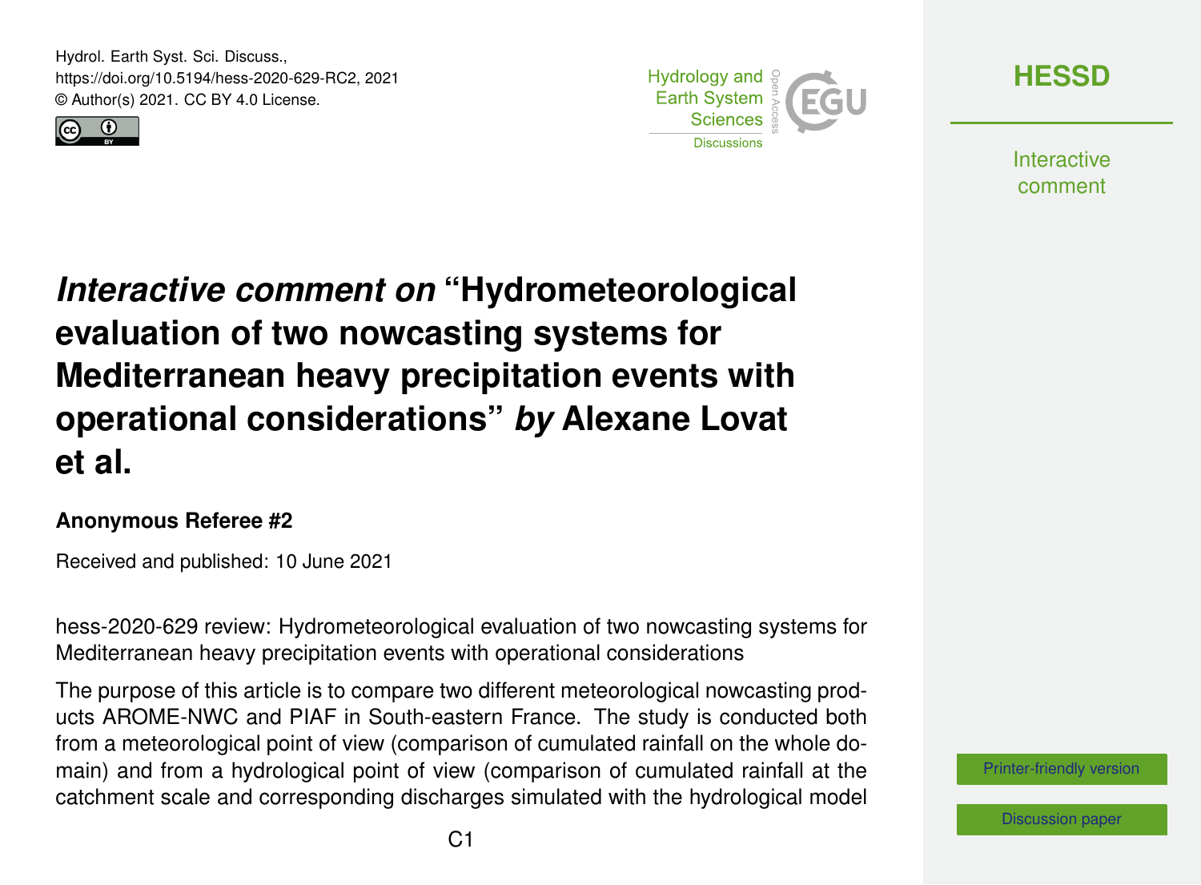# *Interactive comment on* "Hydrometeorological evaluation of two nowcasting systems for Mediterranean heavy precipitation events with operational considerations" *by* Alexane Lovat et al.

**Anonymous Referee #2**

Received and published: 10 June 2021

hess-2020-629 review: Hydrometeorological evaluation of two nowcasting systems for Mediterranean heavy precipitation events with operational considerations

The purpose of this article is to compare two different meteorological nowcasting products AROME-NWC and PIAF in South-eastern France. The study is conducted both from a meteorological point of view (comparison of cumulated rainfall on the whole domain) and from a hydrological point of view (comparison of cumulated rainfall at the catchment scale and corresponding discharges simulated with the hydrological model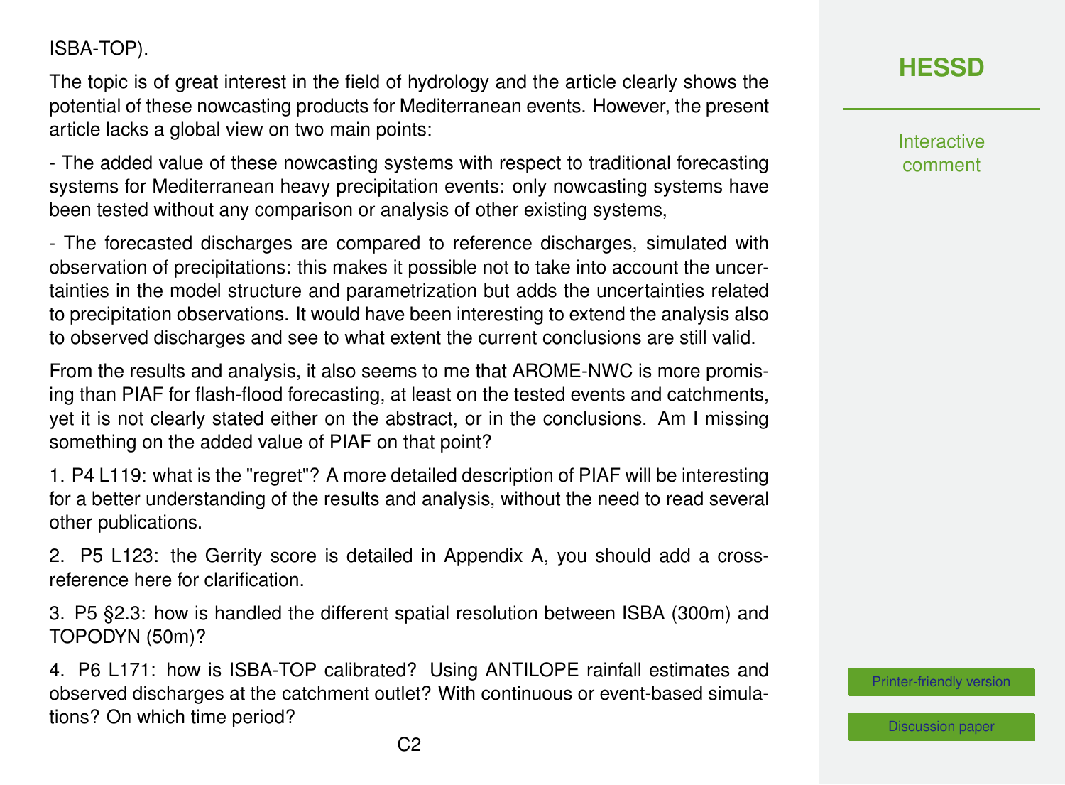ISBA-TOP).

The topic is of great interest in the field of hydrology and the article clearly shows the potential of these nowcasting products for Mediterranean events. However, the present article lacks a global view on two main points:

- The added value of these nowcasting systems with respect to traditional forecasting systems for Mediterranean heavy precipitation events: only nowcasting systems have been tested without any comparison or analysis of other existing systems,

- The forecasted discharges are compared to reference discharges, simulated with observation of precipitations: this makes it possible not to take into account the uncertainties in the model structure and parametrization but adds the uncertainties related to precipitation observations. It would have been interesting to extend the analysis also to observed discharges and see to what extent the current conclusions are still valid.

From the results and analysis, it also seems to me that AROME-NWC is more promising than PIAF for flash-flood forecasting, at least on the tested events and catchments, yet it is not clearly stated either on the abstract, or in the conclusions. Am I missing something on the added value of PIAF on that point?

1. P4 L119: what is the "regret"? A more detailed description of PIAF will be interesting for a better understanding of the results and analysis, without the need to read several other publications.

2. P5 L123: the Gerrity score is detailed in Appendix A, you should add a cross-reference here for clarification.

3. P5 §2.3: how is handled the different spatial resolution between ISBA (300m) and TOPODYN (50m)?

4. P6 L171: how is ISBA-TOP calibrated? Using ANTILOPE rainfall estimates and observed discharges at the catchment outlet? With continuous or event-based simulations? On which time period?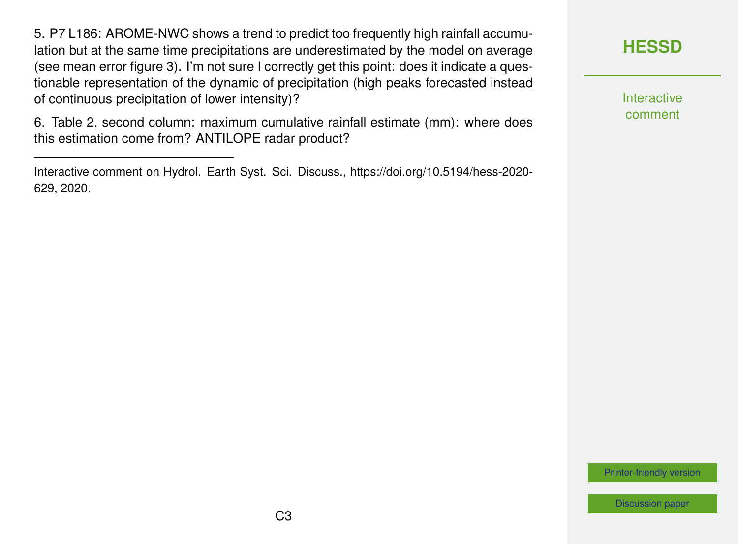5. P7 L186: AROME-NWC shows a trend to predict too frequently high rainfall accumulation but at the same time precipitations are underestimated by the model on average (see mean error figure 3). I'm not sure I correctly get this point: does it indicate a questionable representation of the dynamic of precipitation (high peaks forecasted instead of continuous precipitation of lower intensity)?

6. Table 2, second column: maximum cumulative rainfall estimate (mm): where does this estimation come from? ANTILOPE radar product?

---

Interactive comment on Hydrol. Earth Syst. Sci. Discuss., https://doi.org/10.5194/hess-2020-629, 2020.